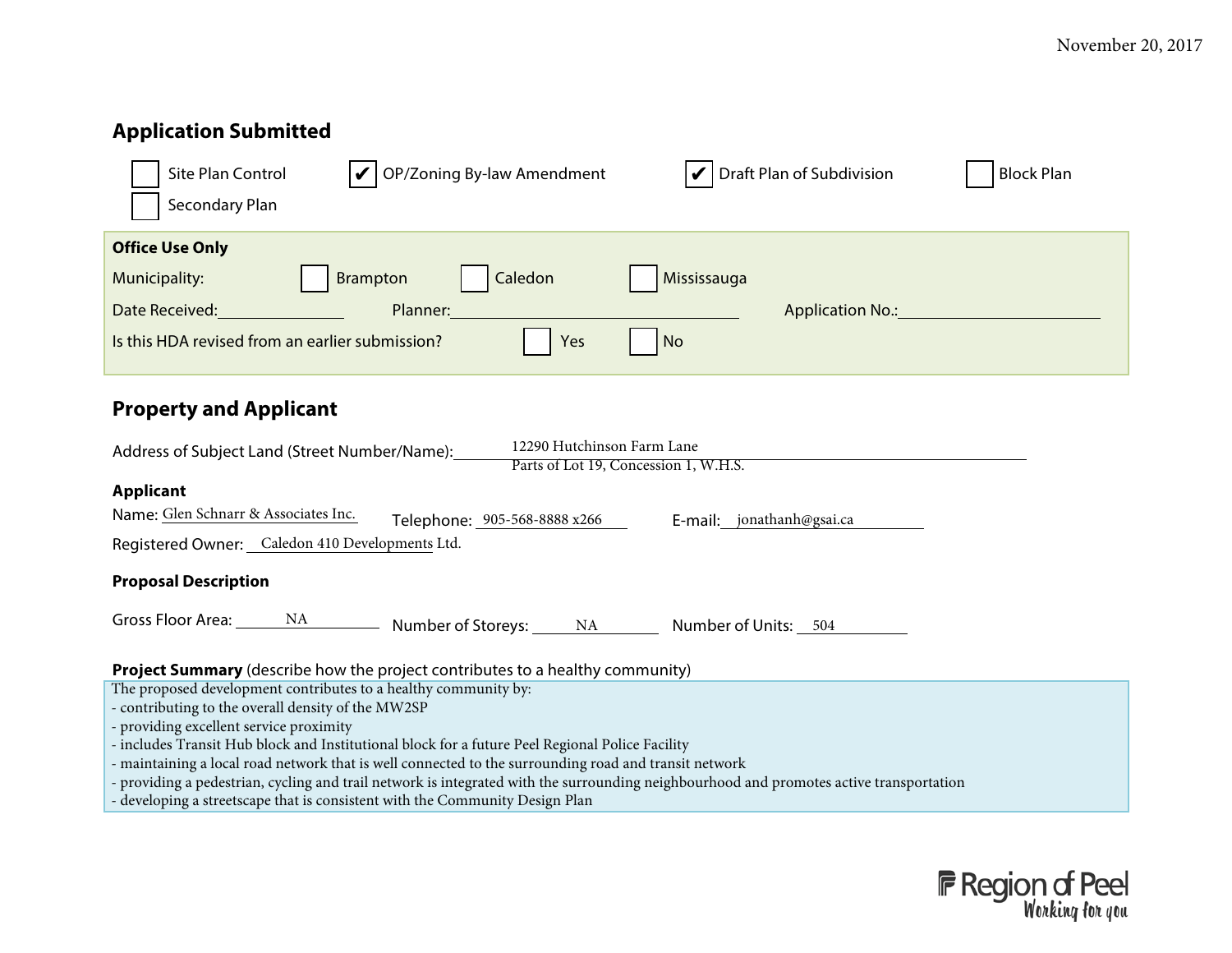November 20, 2017

## Application Submitted

- [ ] Site Plan Control
- [x] OP/Zoning By-law Amendment
- [x] Draft Plan of Subdivision
- [ ] Block Plan
- [ ] Secondary Plan

**Office Use Only**

Municipality: [ ] Brampton [ ] Caledon [ ] Mississauga

Date Received: ______________ Planner: ______________________________ Application No.: ______________________

Is this HDA revised from an earlier submission? [ ] Yes [ ] No

## Property and Applicant

Address of Subject Land (Street Number/Name): 12290 Hutchinson Farm Lane
Parts of Lot 19, Concession 1, W.H.S.

**Applicant**

Name: Glen Schnarr & Associates Inc.   Telephone: 905-568-8888 x266   E-mail: jonathanh@gsai.ca

Registered Owner: Caledon 410 Developments Ltd.

**Proposal Description**

Gross Floor Area: NA   Number of Storeys: NA   Number of Units: 504

**Project Summary** (describe how the project contributes to a healthy community)

The proposed development contributes to a healthy community by:
- contributing to the overall density of the MW2SP
- providing excellent service proximity
- includes Transit Hub block and Institutional block for a future Peel Regional Police Facility
- maintaining a local road network that is well connected to the surrounding road and transit network
- providing a pedestrian, cycling and trail network is integrated with the surrounding neighbourhood and promotes active transportation
- developing a streetscape that is consistent with the Community Design Plan

Region of Peel
*Working for you*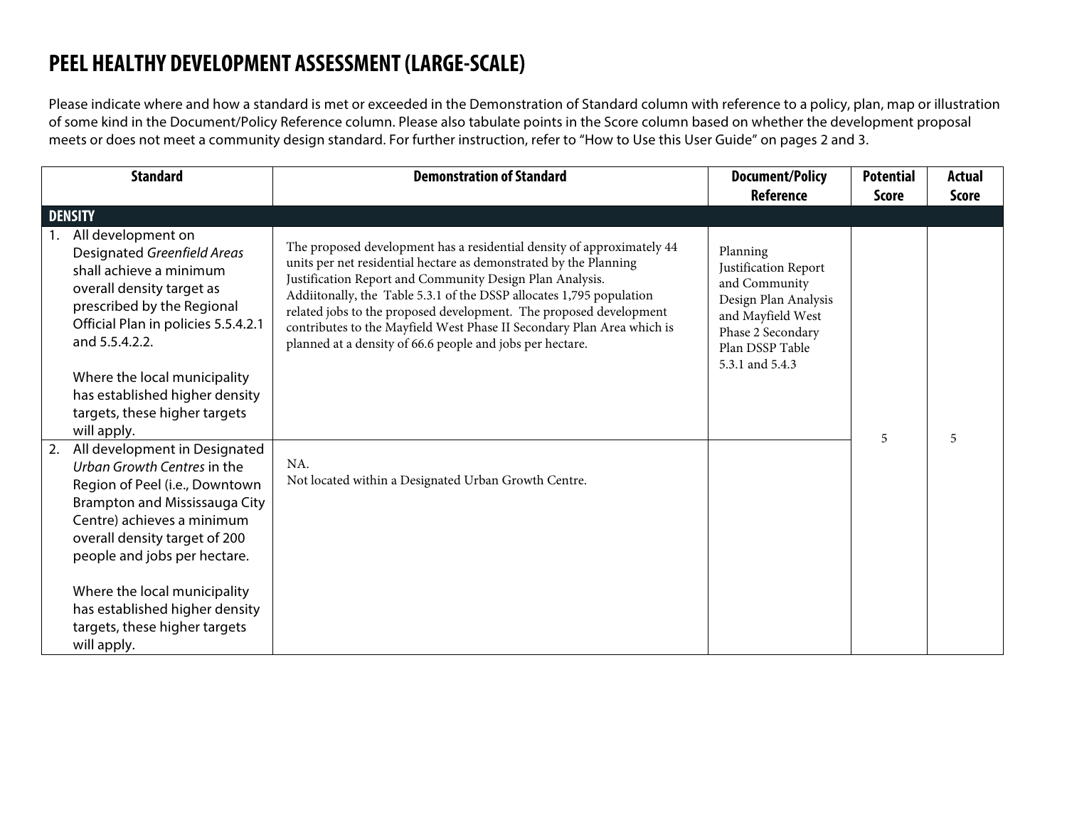# PEEL HEALTHY DEVELOPMENT ASSESSMENT (LARGE-SCALE)

Please indicate where and how a standard is met or exceeded in the Demonstration of Standard column with reference to a policy, plan, map or illustration of some kind in the Document/Policy Reference column. Please also tabulate points in the Score column based on whether the development proposal meets or does not meet a community design standard. For further instruction, refer to "How to Use this User Guide" on pages 2 and 3.

| Standard | Demonstration of Standard | Document/Policy Reference | Potential Score | Actual Score |
|---|---|---|---|---|
| **DENSITY** | | | | |
| 1. All development on Designated *Greenfield Areas* shall achieve a minimum overall density target as prescribed by the Regional Official Plan in policies 5.5.4.2.1 and 5.5.4.2.2.<br><br>Where the local municipality has established higher density targets, these higher targets will apply. | The proposed development has a residential density of approximately 44 units per net residential hectare as demonstrated by the Planning Justification Report and Community Design Plan Analysis. Addiitonally, the Table 5.3.1 of the DSSP allocates 1,795 population related jobs to the proposed development. The proposed development contributes to the Mayfield West Phase II Secondary Plan Area which is planned at a density of 66.6 people and jobs per hectare. | Planning Justification Report and Community Design Plan Analysis and Mayfield West Phase 2 Secondary Plan DSSP Table 5.3.1 and 5.4.3 | 5 | 5 |
| 2. All development in Designated *Urban Growth Centres* in the Region of Peel (i.e., Downtown Brampton and Mississauga City Centre) achieves a minimum overall density target of 200 people and jobs per hectare.<br><br>Where the local municipality has established higher density targets, these higher targets will apply. | NA.<br>Not located within a Designated Urban Growth Centre. | | | |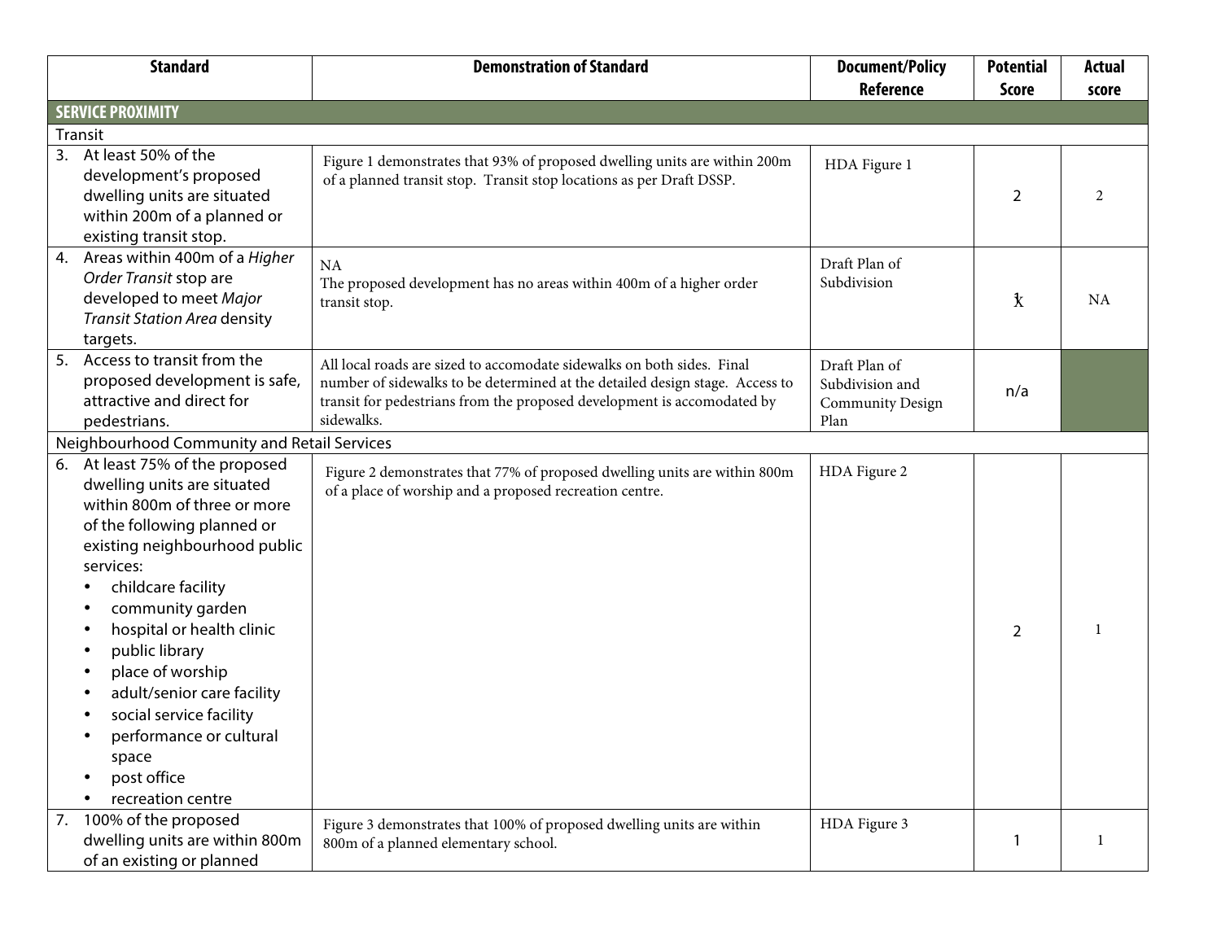| Standard | Demonstration of Standard | Document/Policy Reference | Potential Score | Actual score |
|---|---|---|---|---|
| **SERVICE PROXIMITY** | | | | |
| Transit | | | | |
| 3. At least 50% of the development's proposed dwelling units are situated within 200m of a planned or existing transit stop. | Figure 1 demonstrates that 93% of proposed dwelling units are within 200m of a planned transit stop. Transit stop locations as per Draft DSSP. | HDA Figure 1 | 2 | 2 |
| 4. Areas within 400m of a *Higher Order Transit* stop are developed to meet *Major Transit Station Area* density targets. | NA<br>The proposed development has no areas within 400m of a higher order transit stop. | Draft Plan of Subdivision | 1X | NA |
| 5. Access to transit from the proposed development is safe, attractive and direct for pedestrians. | All local roads are sized to accomodate sidewalks on both sides. Final number of sidewalks to be determined at the detailed design stage. Access to transit for pedestrians from the proposed development is accomodated by sidewalks. | Draft Plan of Subdivision and Community Design Plan | n/a | |
| Neighbourhood Community and Retail Services | | | | |
| 6. At least 75% of the proposed dwelling units are situated within 800m of three or more of the following planned or existing neighbourhood public services:<br>• childcare facility<br>• community garden<br>• hospital or health clinic<br>• public library<br>• place of worship<br>• adult/senior care facility<br>• social service facility<br>• performance or cultural space<br>• post office<br>• recreation centre | Figure 2 demonstrates that 77% of proposed dwelling units are within 800m of a place of worship and a proposed recreation centre. | HDA Figure 2 | 2 | 1 |
| 7. 100% of the proposed dwelling units are within 800m of an existing or planned | Figure 3 demonstrates that 100% of proposed dwelling units are within 800m of a planned elementary school. | HDA Figure 3 | 1 | 1 |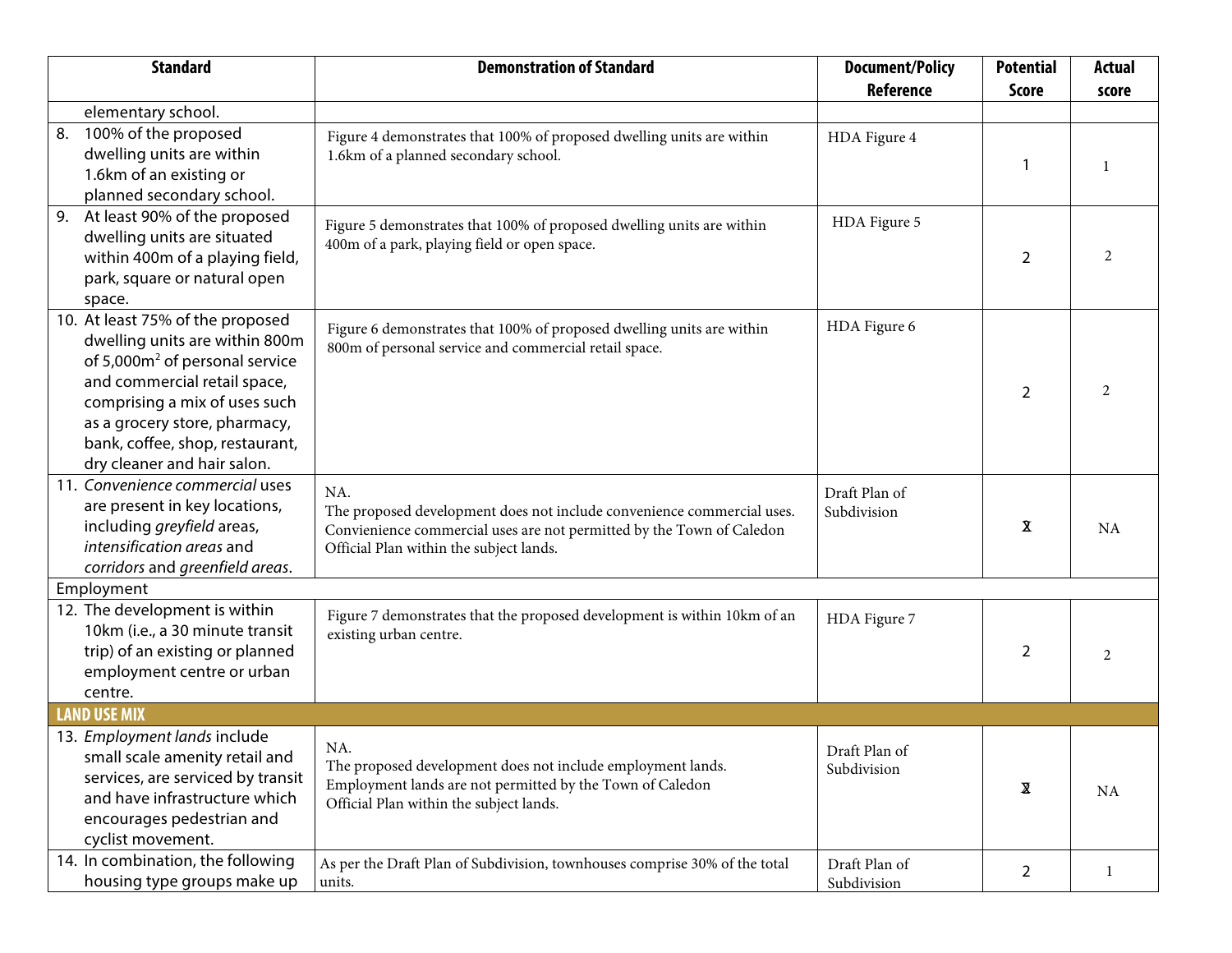| Standard | Demonstration of Standard | Document/Policy Reference | Potential Score | Actual score |
|---|---|---|---|---|
| elementary school. | | | | |
| 8. 100% of the proposed dwelling units are within 1.6km of an existing or planned secondary school. | Figure 4 demonstrates that 100% of proposed dwelling units are within 1.6km of a planned secondary school. | HDA Figure 4 | 1 | 1 |
| 9. At least 90% of the proposed dwelling units are situated within 400m of a playing field, park, square or natural open space. | Figure 5 demonstrates that 100% of proposed dwelling units are within 400m of a park, playing field or open space. | HDA Figure 5 | 2 | 2 |
| 10. At least 75% of the proposed dwelling units are within 800m of 5,000m² of personal service and commercial retail space, comprising a mix of uses such as a grocery store, pharmacy, bank, coffee, shop, restaurant, dry cleaner and hair salon. | Figure 6 demonstrates that 100% of proposed dwelling units are within 800m of personal service and commercial retail space. | HDA Figure 6 | 2 | 2 |
| 11. *Convenience commercial* uses are present in key locations, including *greyfield* areas, *intensification areas* and *corridors* and *greenfield areas*. | NA. The proposed development does not include convenience commercial uses. Convienience commercial uses are not permitted by the Town of Caledon Official Plan within the subject lands. | Draft Plan of Subdivision | 1 | NA |
| Employment | | | | |
| 12. The development is within 10km (i.e., a 30 minute transit trip) of an existing or planned employment centre or urban centre. | Figure 7 demonstrates that the proposed development is within 10km of an existing urban centre. | HDA Figure 7 | 2 | 2 |
| **LAND USE MIX** | | | | |
| 13. *Employment lands* include small scale amenity retail and services, are serviced by transit and have infrastructure which encourages pedestrian and cyclist movement. | NA. The proposed development does not include employment lands. Employment lands are not permitted by the Town of Caledon Official Plan within the subject lands. | Draft Plan of Subdivision | 2 | NA |
| 14. In combination, the following housing type groups make up | As per the Draft Plan of Subdivision, townhouses comprise 30% of the total units. | Draft Plan of Subdivision | 2 | 1 |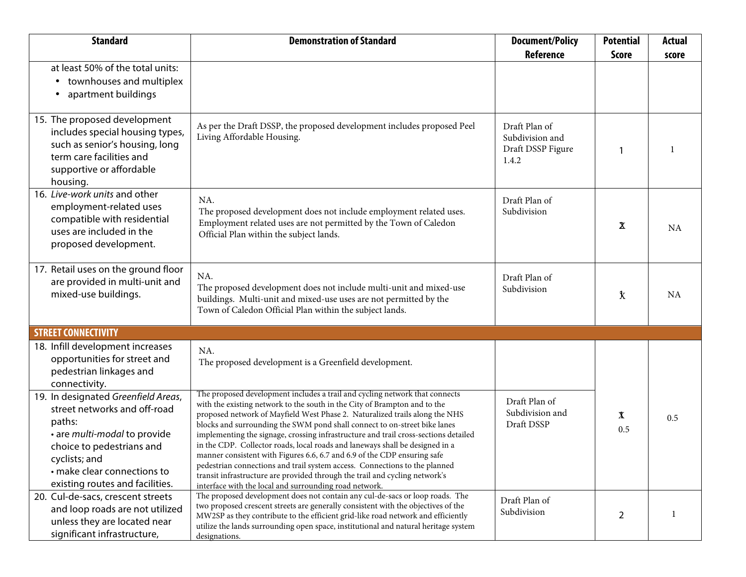| Standard | Demonstration of Standard | Document/Policy Reference | Potential Score | Actual score |
|---|---|---|---|---|
| at least 50% of the total units: • townhouses and multiplex • apartment buildings | | | | |
| 15. The proposed development includes special housing types, such as senior's housing, long term care facilities and supportive or affordable housing. | As per the Draft DSSP, the proposed development includes proposed Peel Living Affordable Housing. | Draft Plan of Subdivision and Draft DSSP Figure 1.4.2 | 1 | 1 |
| 16. *Live-work units* and other employment-related uses compatible with residential uses are included in the proposed development. | NA. The proposed development does not include employment related uses. Employment related uses are not permitted by the Town of Caledon Official Plan within the subject lands. | Draft Plan of Subdivision | X | NA |
| 17. Retail uses on the ground floor are provided in multi-unit and mixed-use buildings. | NA. The proposed development does not include multi-unit and mixed-use buildings. Multi-unit and mixed-use uses are not permitted by the Town of Caledon Official Plan within the subject lands. | Draft Plan of Subdivision | X | NA |
| **STREET CONNECTIVITY** | | | | |
| 18. Infill development increases opportunities for street and pedestrian linkages and connectivity. | NA. The proposed development is a Greenfield development. | | X 0.5 | 0.5 |
| 19. In designated *Greenfield Areas*, street networks and off-road paths: • are *multi-modal* to provide choice to pedestrians and cyclists; and • make clear connections to existing routes and facilities. | The proposed development includes a trail and cycling network that connects with the existing network to the south in the City of Brampton and to the proposed network of Mayfield West Phase 2. Naturalized trails along the NHS blocks and surrounding the SWM pond shall connect to on-street bike lanes implementing the signage, crossing infrastructure and trail cross-sections detailed in the CDP. Collector roads, local roads and laneways shall be designed in a manner consistent with Figures 6.6, 6.7 and 6.9 of the CDP ensuring safe pedestrian connections and trail system access. Connections to the planned transit infrastructure are provided through the trail and cycling network's interface with the local and surrounding road network. | Draft Plan of Subdivision and Draft DSSP | | |
| 20. Cul-de-sacs, crescent streets and loop roads are not utilized unless they are located near significant infrastructure, | The proposed development does not contain any cul-de-sacs or loop roads. The two proposed crescent streets are generally consistent with the objectives of the MW2SP as they contribute to the efficient grid-like road network and efficiently utilize the lands surrounding open space, institutional and natural heritage system designations. | Draft Plan of Subdivision | 2 | 1 |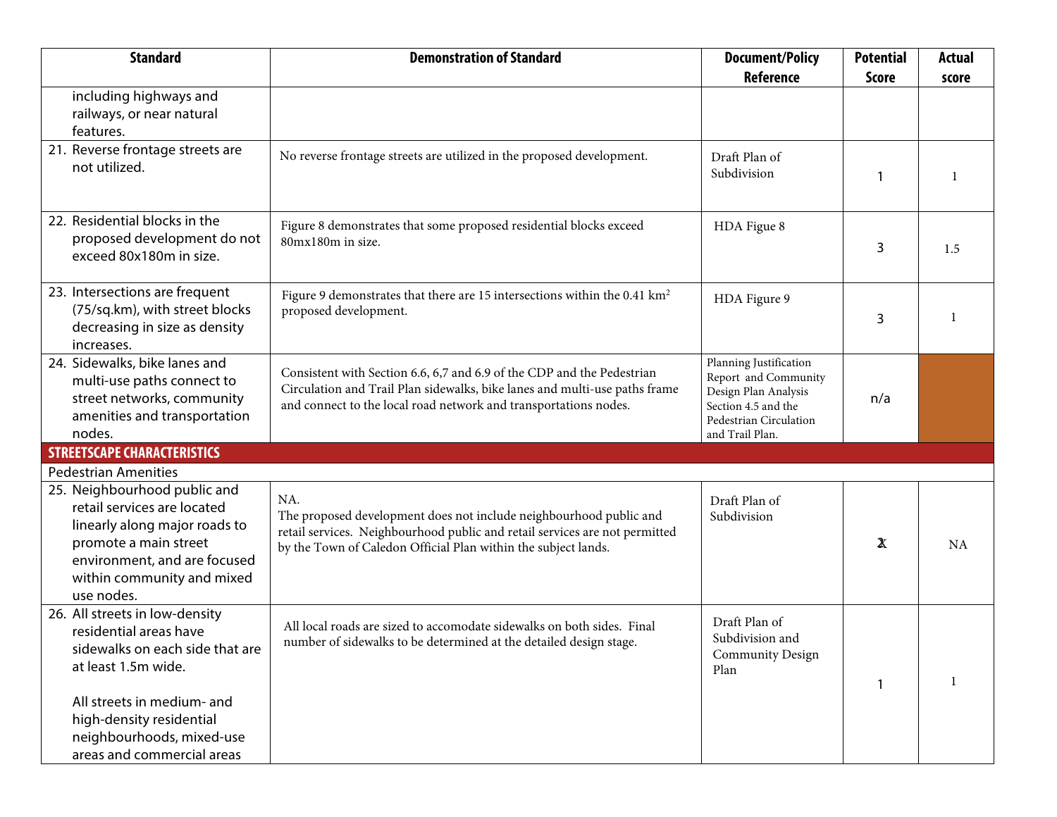| Standard | Demonstration of Standard | Document/Policy Reference | Potential Score | Actual score |
|---|---|---|---|---|
| including highways and railways, or near natural features. | | | | |
| 21. Reverse frontage streets are not utilized. | No reverse frontage streets are utilized in the proposed development. | Draft Plan of Subdivision | 1 | 1 |
| 22. Residential blocks in the proposed development do not exceed 80x180m in size. | Figure 8 demonstrates that some proposed residential blocks exceed 80mx180m in size. | HDA Figue 8 | 3 | 1.5 |
| 23. Intersections are frequent (75/sq.km), with street blocks decreasing in size as density increases. | Figure 9 demonstrates that there are 15 intersections within the 0.41 $km^2$ proposed development. | HDA Figure 9 | 3 | 1 |
| 24. Sidewalks, bike lanes and multi-use paths connect to street networks, community amenities and transportation nodes. | Consistent with Section 6.6, 6,7 and 6.9 of the CDP and the Pedestrian Circulation and Trail Plan sidewalks, bike lanes and multi-use paths frame and connect to the local road network and transportations nodes. | Planning Justification Report and Community Design Plan Analysis Section 4.5 and the Pedestrian Circulation and Trail Plan. | n/a | |
| **STREETSCAPE CHARACTERISTICS** | | | | |
| Pedestrian Amenities | | | | |
| 25. Neighbourhood public and retail services are located linearly along major roads to promote a main street environment, and are focused within community and mixed use nodes. | NA.<br>The proposed development does not include neighbourhood public and retail services. Neighbourhood public and retail services are not permitted by the Town of Caledon Official Plan within the subject lands. | Draft Plan of Subdivision | 2X | NA |
| 26. All streets in low-density residential areas have sidewalks on each side that are at least 1.5m wide.<br><br>All streets in medium- and high-density residential neighbourhoods, mixed-use areas and commercial areas | All local roads are sized to accomodate sidewalks on both sides. Final number of sidewalks to be determined at the detailed design stage. | Draft Plan of Subdivision and Community Design Plan | 1 | 1 |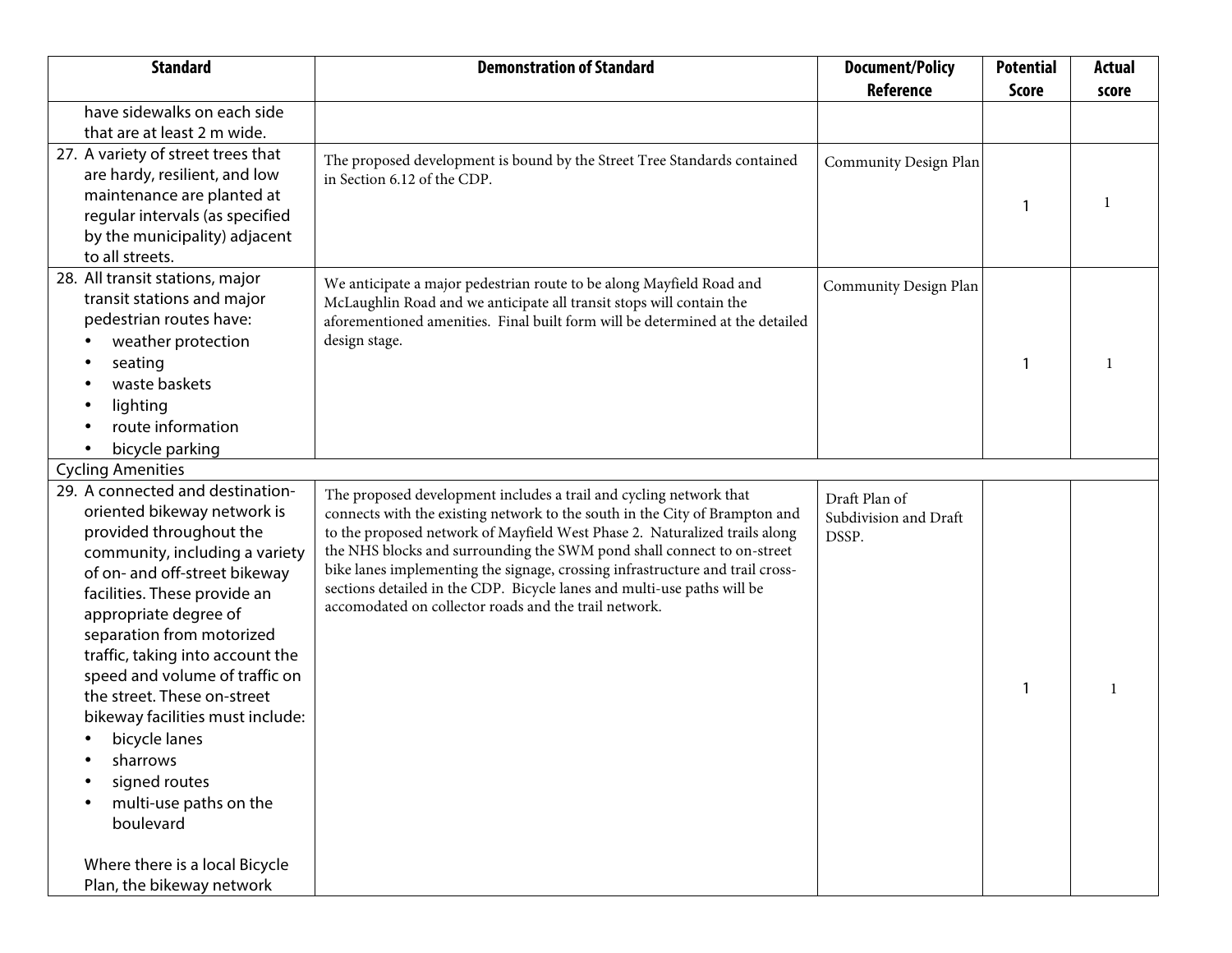| Standard | Demonstration of Standard | Document/Policy Reference | Potential Score | Actual score |
|---|---|---|---|---|
| have sidewalks on each side that are at least 2 m wide. | | | | |
| 27. A variety of street trees that are hardy, resilient, and low maintenance are planted at regular intervals (as specified by the municipality) adjacent to all streets. | The proposed development is bound by the Street Tree Standards contained in Section 6.12 of the CDP. | Community Design Plan | 1 | 1 |
| 28. All transit stations, major transit stations and major pedestrian routes have: <br>• weather protection <br>• seating <br>• waste baskets <br>• lighting <br>• route information <br>• bicycle parking | We anticipate a major pedestrian route to be along Mayfield Road and McLaughlin Road and we anticipate all transit stops will contain the aforementioned amenities. Final built form will be determined at the detailed design stage. | Community Design Plan | 1 | 1 |
| Cycling Amenities | | | | |
| 29. A connected and destination-oriented bikeway network is provided throughout the community, including a variety of on- and off-street bikeway facilities. These provide an appropriate degree of separation from motorized traffic, taking into account the speed and volume of traffic on the street. These on-street bikeway facilities must include: <br>• bicycle lanes <br>• sharrows <br>• signed routes <br>• multi-use paths on the boulevard <br><br>Where there is a local Bicycle Plan, the bikeway network | The proposed development includes a trail and cycling network that connects with the existing network to the south in the City of Brampton and to the proposed network of Mayfield West Phase 2. Naturalized trails along the NHS blocks and surrounding the SWM pond shall connect to on-street bike lanes implementing the signage, crossing infrastructure and trail cross-sections detailed in the CDP. Bicycle lanes and multi-use paths will be accomodated on collector roads and the trail network. | Draft Plan of Subdivision and Draft DSSP. | 1 | 1 |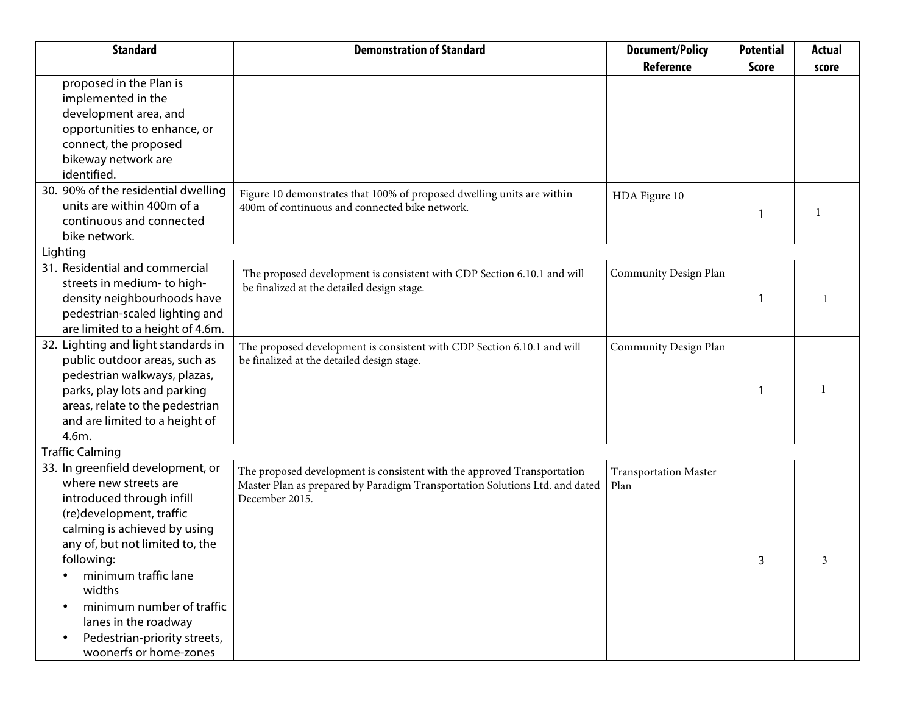| Standard | Demonstration of Standard | Document/Policy Reference | Potential Score | Actual score |
|---|---|---|---|---|
| proposed in the Plan is implemented in the development area, and opportunities to enhance, or connect, the proposed bikeway network are identified. | | | | |
| 30. 90% of the residential dwelling units are within 400m of a continuous and connected bike network. | Figure 10 demonstrates that 100% of proposed dwelling units are within 400m of continuous and connected bike network. | HDA Figure 10 | 1 | 1 |
| Lighting | | | | |
| 31. Residential and commercial streets in medium- to high-density neighbourhoods have pedestrian-scaled lighting and are limited to a height of 4.6m. | The proposed development is consistent with CDP Section 6.10.1 and will be finalized at the detailed design stage. | Community Design Plan | 1 | 1 |
| 32. Lighting and light standards in public outdoor areas, such as pedestrian walkways, plazas, parks, play lots and parking areas, relate to the pedestrian and are limited to a height of 4.6m. | The proposed development is consistent with CDP Section 6.10.1 and will be finalized at the detailed design stage. | Community Design Plan | 1 | 1 |
| Traffic Calming | | | | |
| 33. In greenfield development, or where new streets are introduced through infill (re)development, traffic calming is achieved by using any of, but not limited to, the following:<br>• minimum traffic lane widths<br>• minimum number of traffic lanes in the roadway<br>• Pedestrian-priority streets, woonerfs or home-zones | The proposed development is consistent with the approved Transportation Master Plan as prepared by Paradigm Transportation Solutions Ltd. and dated December 2015. | Transportation Master Plan | 3 | 3 |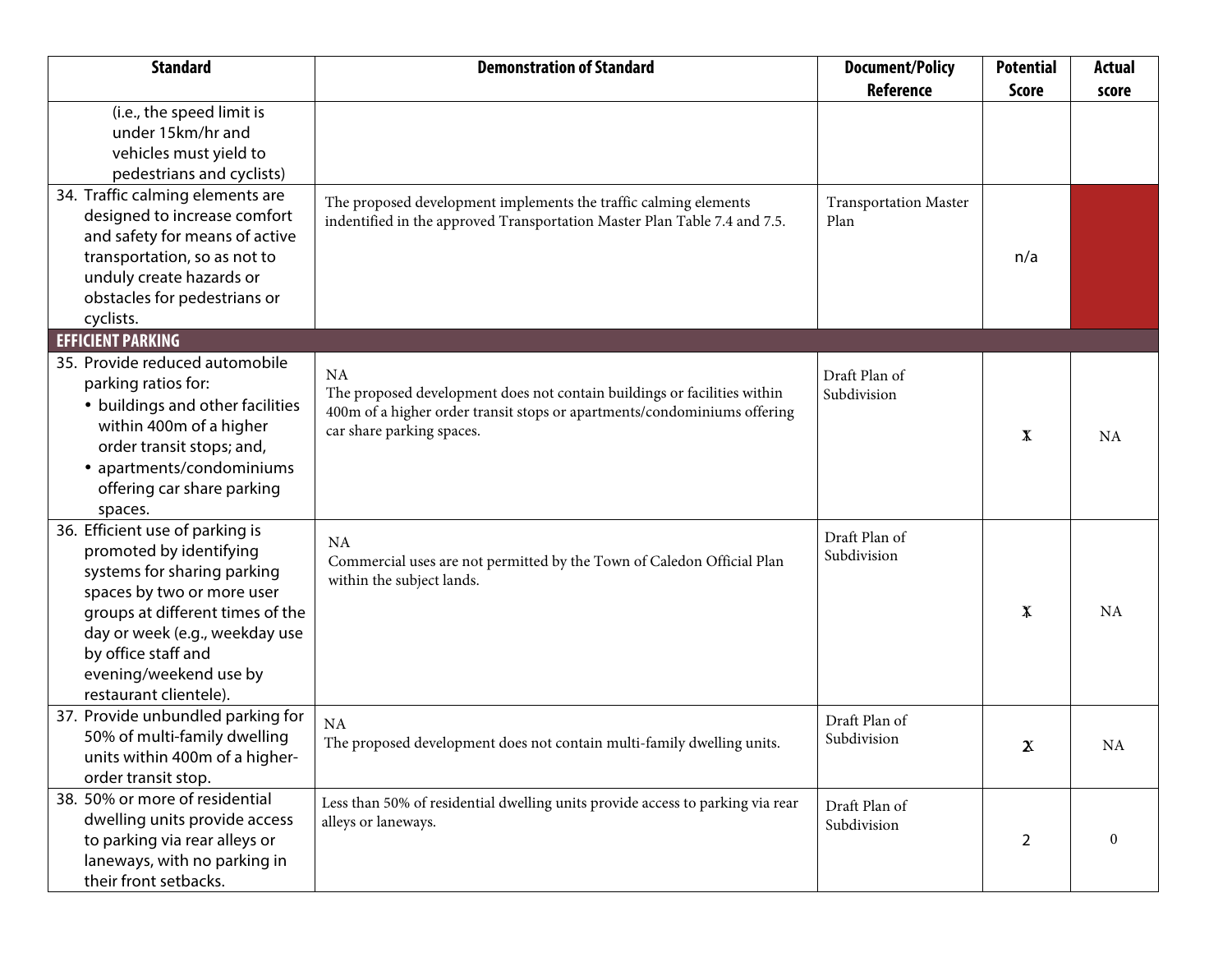| Standard | Demonstration of Standard | Document/Policy Reference | Potential Score | Actual score |
|---|---|---|---|---|
| (i.e., the speed limit is under 15km/hr and vehicles must yield to pedestrians and cyclists) | | | | |
| 34. Traffic calming elements are designed to increase comfort and safety for means of active transportation, so as not to unduly create hazards or obstacles for pedestrians or cyclists. | The proposed development implements the traffic calming elements indentified in the approved Transportation Master Plan Table 7.4 and 7.5. | Transportation Master Plan | n/a | |
| **EFFICIENT PARKING** | | | | |
| 35. Provide reduced automobile parking ratios for:<br>• buildings and other facilities within 400m of a higher order transit stops; and,<br>• apartments/condominiums offering car share parking spaces. | NA<br>The proposed development does not contain buildings or facilities within 400m of a higher order transit stops or apartments/condominiums offering car share parking spaces. | Draft Plan of Subdivision | X | NA |
| 36. Efficient use of parking is promoted by identifying systems for sharing parking spaces by two or more user groups at different times of the day or week (e.g., weekday use by office staff and evening/weekend use by restaurant clientele). | NA<br>Commercial uses are not permitted by the Town of Caledon Official Plan within the subject lands. | Draft Plan of Subdivision | X | NA |
| 37. Provide unbundled parking for 50% of multi-family dwelling units within 400m of a higher-order transit stop. | NA<br>The proposed development does not contain multi-family dwelling units. | Draft Plan of Subdivision | X | NA |
| 38. 50% or more of residential dwelling units provide access to parking via rear alleys or laneways, with no parking in their front setbacks. | Less than 50% of residential dwelling units provide access to parking via rear alleys or laneways. | Draft Plan of Subdivision | 2 | 0 |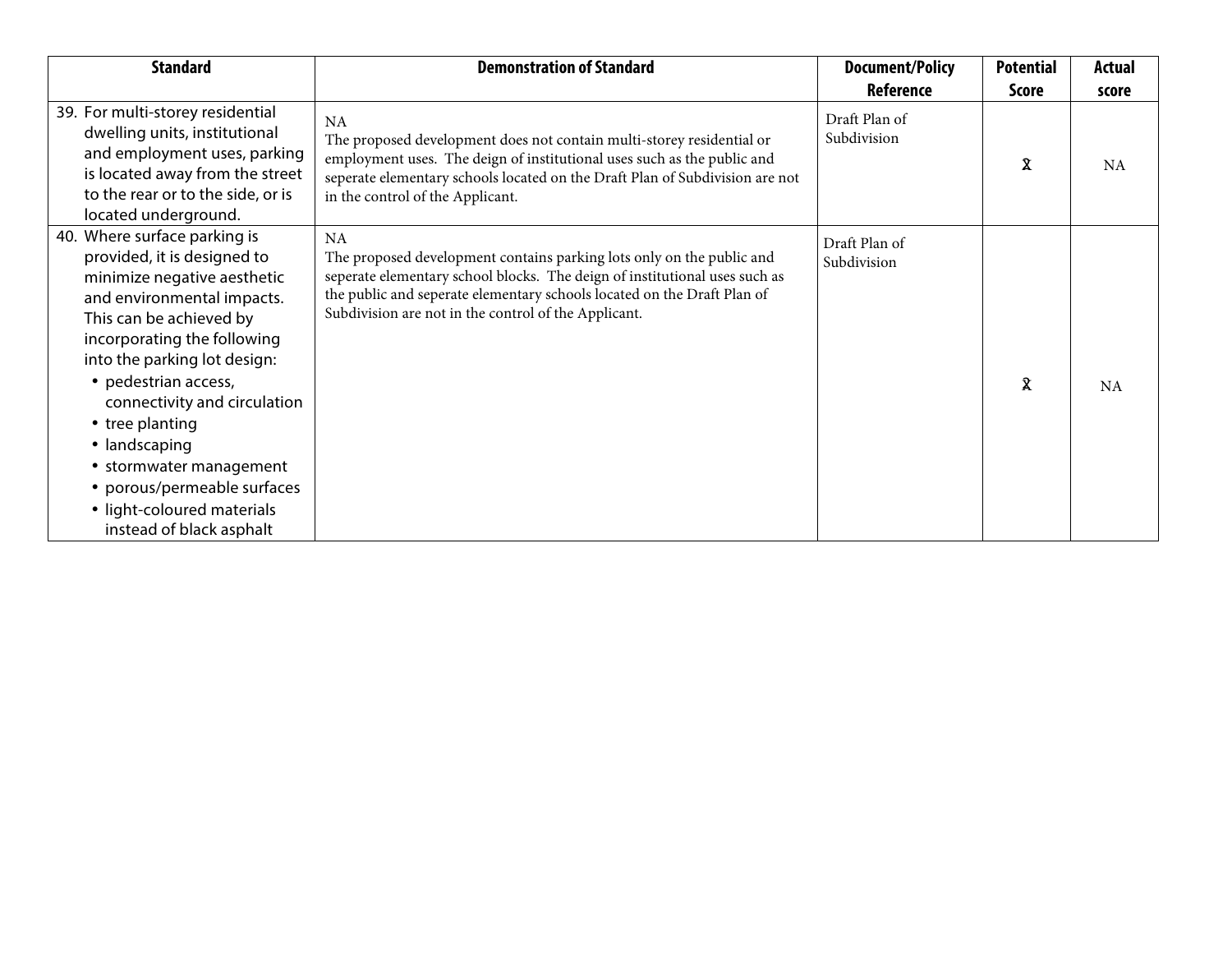| Standard | Demonstration of Standard | Document/Policy Reference | Potential Score | Actual score |
|---|---|---|---|---|
| 39. For multi-storey residential dwelling units, institutional and employment uses, parking is located away from the street to the rear or to the side, or is located underground. | NA<br>The proposed development does not contain multi-storey residential or employment uses. The deign of institutional uses such as the public and seperate elementary schools located on the Draft Plan of Subdivision are not in the control of the Applicant. | Draft Plan of Subdivision | 1 | NA |
| 40. Where surface parking is provided, it is designed to minimize negative aesthetic and environmental impacts. This can be achieved by incorporating the following into the parking lot design:<br>• pedestrian access, connectivity and circulation<br>• tree planting<br>• landscaping<br>• stormwater management<br>• porous/permeable surfaces<br>• light-coloured materials instead of black asphalt | NA<br>The proposed development contains parking lots only on the public and seperate elementary school blocks. The deign of institutional uses such as the public and seperate elementary schools located on the Draft Plan of Subdivision are not in the control of the Applicant. | Draft Plan of Subdivision | 2 | NA |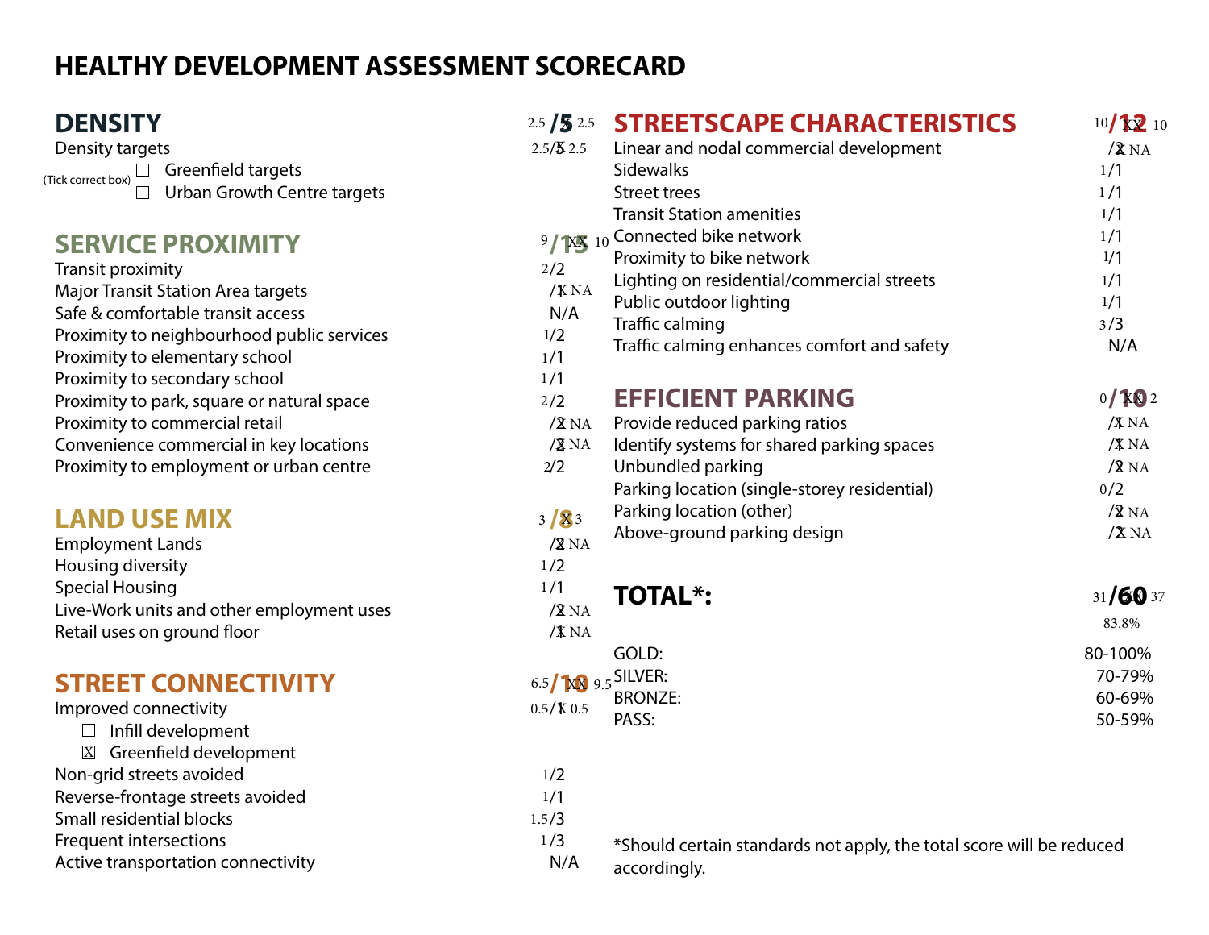# HEALTHY DEVELOPMENT ASSESSMENT SCORECARD

## DENSITY — 2.5 /5 2.5

| | |
|---|---|
| Density targets | 2.5/5 2.5 |

(Tick correct box)
- ☐ Greenfield targets
- ☐ Urban Growth Centre targets

## SERVICE PROXIMITY — 9 /15 10

| | |
|---|---|
| Transit proximity | 2/2 |
| Major Transit Station Area targets | /1 NA |
| Safe & comfortable transit access | N/A |
| Proximity to neighbourhood public services | 1/2 |
| Proximity to elementary school | 1/1 |
| Proximity to secondary school | 1/1 |
| Proximity to park, square or natural space | 2/2 |
| Proximity to commercial retail | /2 NA |
| Convenience commercial in key locations | /2 NA |
| Proximity to employment or urban centre | 2/2 |

## LAND USE MIX — 3 /8 3

| | |
|---|---|
| Employment Lands | /2 NA |
| Housing diversity | 1/2 |
| Special Housing | 1/1 |
| Live-Work units and other employment uses | /2 NA |
| Retail uses on ground floor | /1 NA |

## STREET CONNECTIVITY — 6.5 /10 9.5

| | |
|---|---|
| Improved connectivity | 0.5/1 0.5 |

- ☐ Infill development
- ☒ Greenfield development

| | |
|---|---|
| Non-grid streets avoided | 1/2 |
| Reverse-frontage streets avoided | 1/1 |
| Small residential blocks | 1.5/3 |
| Frequent intersections | 1/3 |
| Active transportation connectivity | N/A |

## STREETSCAPE CHARACTERISTICS — 10 /12 10

| | |
|---|---|
| Linear and nodal commercial development | /2 NA |
| Sidewalks | 1/1 |
| Street trees | 1/1 |
| Transit Station amenities | 1/1 |
| Connected bike network | 1/1 |
| Proximity to bike network | 1/1 |
| Lighting on residential/commercial streets | 1/1 |
| Public outdoor lighting | 1/1 |
| Traffic calming | 3/3 |
| Traffic calming enhances comfort and safety | N/A |

## EFFICIENT PARKING — 0 /10 2

| | |
|---|---|
| Provide reduced parking ratios | /1 NA |
| Identify systems for shared parking spaces | /1 NA |
| Unbundled parking | /2 NA |
| Parking location (single-storey residential) | 0/2 |
| Parking location (other) | /2 NA |
| Above-ground parking design | /2 NA |

## TOTAL*: 31 /60 37

83.8%

| | |
|---|---|
| GOLD: | 80-100% |
| SILVER: | 70-79% |
| BRONZE: | 60-69% |
| PASS: | 50-59% |

*Should certain standards not apply, the total score will be reduced accordingly.